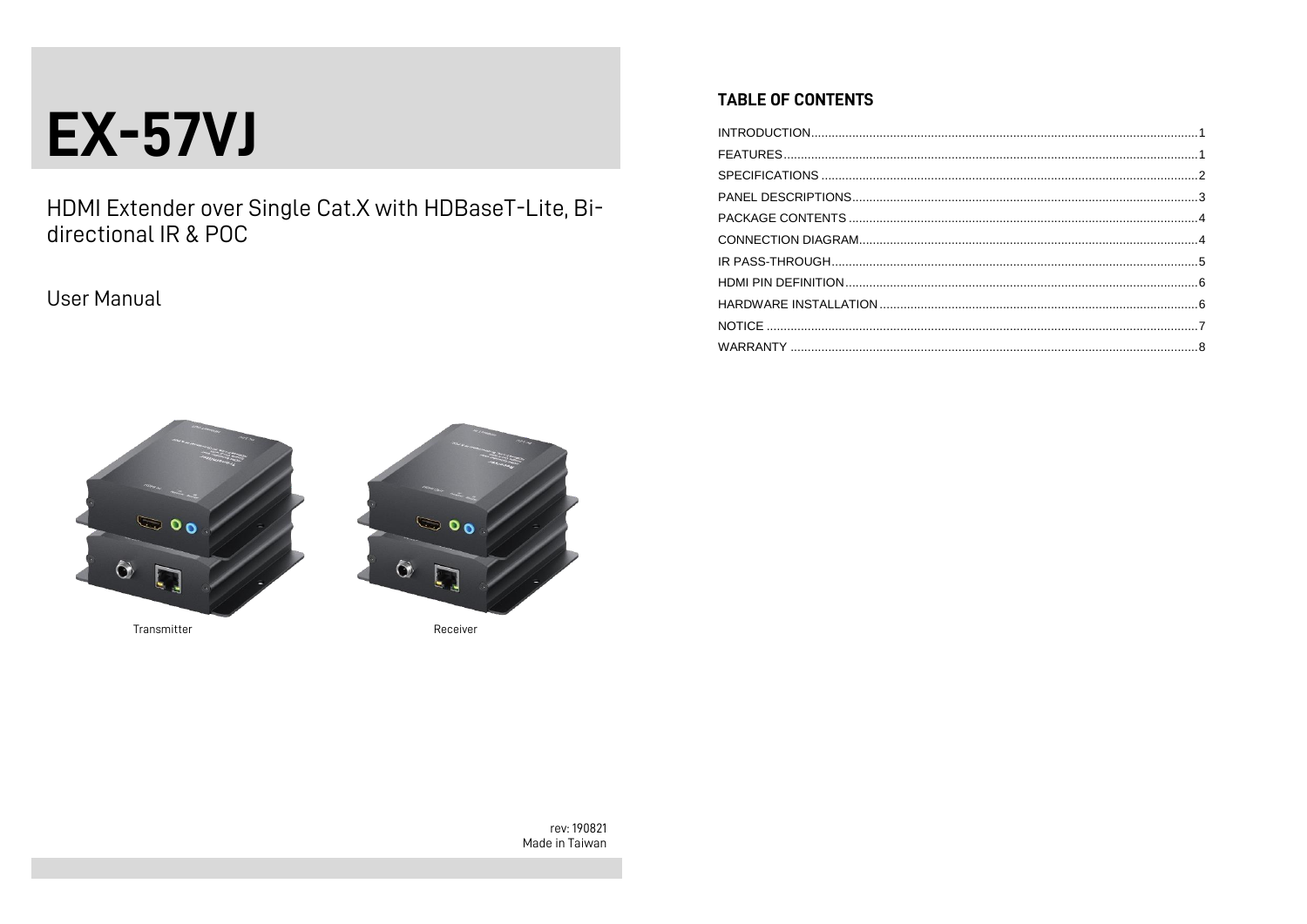# EX-57VJ

HDMI Extender over Single Cat.X with HDBaseT-Lite, Bi-directional IR & POC

User Manual

Transmitter

Receiver

rev: 190821
Made in Taiwan

## TABLE OF CONTENTS

| | |
|---|---|
| INTRODUCTION | 1 |
| FEATURES | 1 |
| SPECIFICATIONS | 2 |
| PANEL DESCRIPTIONS | 3 |
| PACKAGE CONTENTS | 4 |
| CONNECTION DIAGRAM | 4 |
| IR PASS-THROUGH | 5 |
| HDMI PIN DEFINITION | 6 |
| HARDWARE INSTALLATION | 6 |
| NOTICE | 7 |
| WARRANTY | 8 |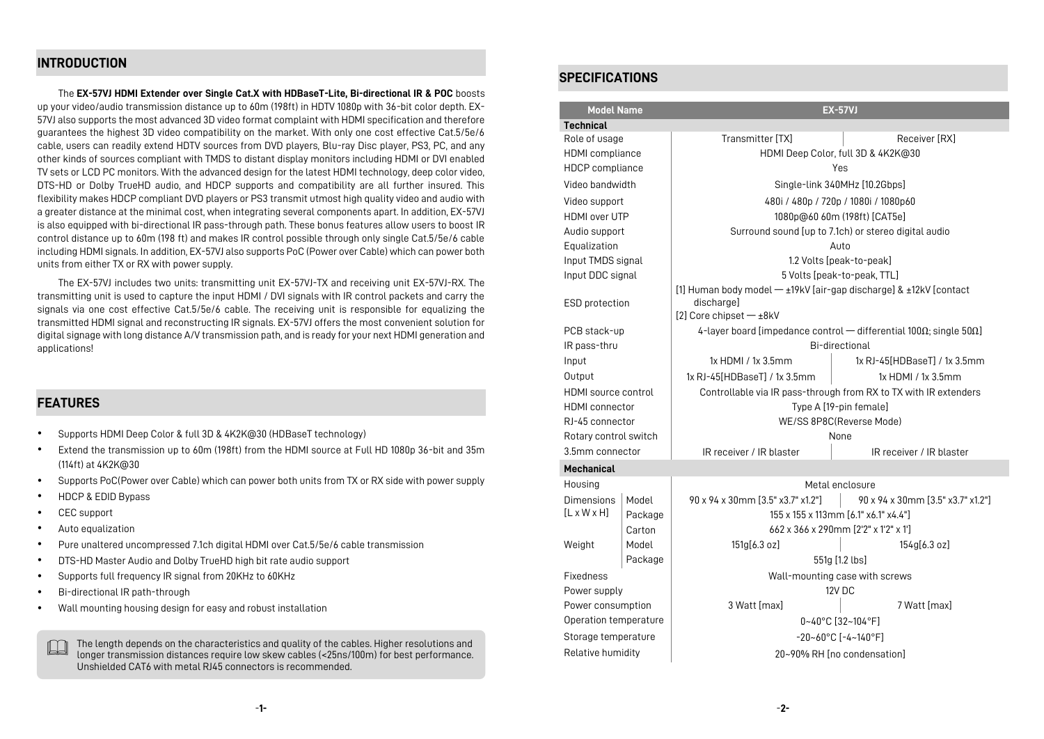## INTRODUCTION

The **EX-57VJ HDMI Extender over Single Cat.X with HDBaseT-Lite, Bi-directional IR & POC** boosts up your video/audio transmission distance up to 60m (198ft) in HDTV 1080p with 36-bit color depth. EX-57VJ also supports the most advanced 3D video format complaint with HDMI specification and therefore guarantees the highest 3D video compatibility on the market. With only one cost effective Cat.5/5e/6 cable, users can readily extend HDTV sources from DVD players, Blu-ray Disc player, PS3, PC, and any other kinds of sources compliant with TMDS to distant display monitors including HDMI or DVI enabled TV sets or LCD PC monitors. With the advanced design for the latest HDMI technology, deep color video, DTS-HD or Dolby TrueHD audio, and HDCP supports and compatibility are all further insured. This flexibility makes HDCP compliant DVD players or PS3 transmit utmost high quality video and audio with a greater distance at the minimal cost, when integrating several components apart. In addition, EX-57VJ is also equipped with bi-directional IR pass-through path. These bonus features allow users to boost IR control distance up to 60m (198 ft) and makes IR control possible through only single Cat.5/5e/6 cable including HDMI signals. In addition, EX-57VJ also supports PoC (Power over Cable) which can power both units from either TX or RX with power supply.

The EX-57VJ includes two units: transmitting unit EX-57VJ-TX and receiving unit EX-57VJ-RX. The transmitting unit is used to capture the input HDMI / DVI signals with IR control packets and carry the signals via one cost effective Cat.5/5e/6 cable. The receiving unit is responsible for equalizing the transmitted HDMI signal and reconstructing IR signals. EX-57VJ offers the most convenient solution for digital signage with long distance A/V transmission path, and is ready for your next HDMI generation and applications!

## FEATURES

- Supports HDMI Deep Color & full 3D & 4K2K@30 (HDBaseT technology)
- Extend the transmission up to 60m (198ft) from the HDMI source at Full HD 1080p 36-bit and 35m (114ft) at 4K2K@30
- Supports PoC(Power over Cable) which can power both units from TX or RX side with power supply
- HDCP & EDID Bypass
- CEC support
- Auto equalization
- Pure unaltered uncompressed 7.1ch digital HDMI over Cat.5/5e/6 cable transmission
- DTS-HD Master Audio and Dolby TrueHD high bit rate audio support
- Supports full frequency IR signal from 20KHz to 60KHz
- Bi-directional IR path-through
- Wall mounting housing design for easy and robust installation

The length depends on the characteristics and quality of the cables. Higher resolutions and longer transmission distances require low skew cables (<25ns/100m) for best performance. Unshielded CAT6 with metal RJ45 connectors is recommended.

## SPECIFICATIONS

| Model Name | | EX-57VJ | |
|---|---|---|---|
| **Technical** | | | |
| Role of usage | | Transmitter [TX] | Receiver [RX] |
| HDMI compliance | | HDMI Deep Color, full 3D & 4K2K@30 | |
| HDCP compliance | | Yes | |
| Video bandwidth | | Single-link 340MHz [10.2Gbps] | |
| Video support | | 480i / 480p / 720p / 1080i / 1080p60 | |
| HDMI over UTP | | 1080p@60 60m (198ft) [CAT5e] | |
| Audio support | | Surround sound [up to 7.1ch) or stereo digital audio | |
| Equalization | | Auto | |
| Input TMDS signal | | 1.2 Volts [peak-to-peak] | |
| Input DDC signal | | 5 Volts [peak-to-peak, TTL] | |
| ESD protection | | [1] Human body model — ±19kV [air-gap discharge] & ±12kV [contact discharge]<br>[2] Core chipset — ±8kV | |
| PCB stack-up | | 4-layer board [impedance control — differential 100Ω; single 50Ω] | |
| IR pass-thru | | Bi-directional | |
| Input | | 1x HDMI / 1x 3.5mm | 1x RJ-45[HDBaseT] / 1x 3.5mm |
| Output | | 1x RJ-45[HDBaseT] / 1x 3.5mm | 1x HDMI / 1x 3.5mm |
| HDMI source control | | Controllable via IR pass-through from RX to TX with IR extenders | |
| HDMI connector | | Type A [19-pin female] | |
| RJ-45 connector | | WE/SS 8P8C(Reverse Mode) | |
| Rotary control switch | | None | |
| 3.5mm connector | | IR receiver / IR blaster | IR receiver / IR blaster |
| **Mechanical** | | | |
| Housing | | Metal enclosure | |
| Dimensions [L x W x H] | Model | 90 x 94 x 30mm [3.5" x3.7" x1.2"] | 90 x 94 x 30mm [3.5" x3.7" x1.2"] |
| | Package | 155 x 155 x 113mm [6.1" x6.1" x4.4"] | |
| | Carton | 662 x 366 x 290mm [2'2" x 1'2" x 1'] | |
| Weight | Model | 151g[6.3 oz] | 154g[6.3 oz] |
| | Package | 551g [1.2 lbs] | |
| Fixedness | | Wall-mounting case with screws | |
| Power supply | | 12V DC | |
| Power consumption | | 3 Watt [max] | 7 Watt [max] |
| Operation temperature | | 0~40°C [32~104°F] | |
| Storage temperature | | -20~60°C [-4~140°F] | |
| Relative humidity | | 20~90% RH [no condensation] | |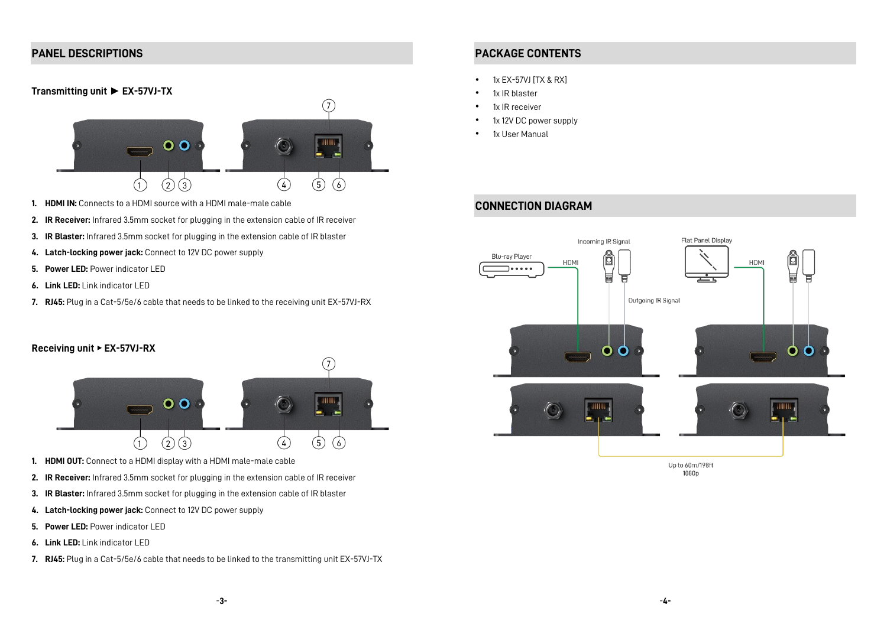## PANEL DESCRIPTIONS

### Transmitting unit ▶ EX-57VJ-TX

1. **HDMI IN:** Connects to a HDMI source with a HDMI male-male cable
2. **IR Receiver:** Infrared 3.5mm socket for plugging in the extension cable of IR receiver
3. **IR Blaster:** Infrared 3.5mm socket for plugging in the extension cable of IR blaster
4. **Latch-locking power jack:** Connect to 12V DC power supply
5. **Power LED:** Power indicator LED
6. **Link LED:** Link indicator LED
7. **RJ45:** Plug in a Cat-5/5e/6 cable that needs to be linked to the receiving unit EX-57VJ-RX

### Receiving unit ▸ EX-57VJ-RX

1. **HDMI OUT:** Connect to a HDMI display with a HDMI male-male cable
2. **IR Receiver:** Infrared 3.5mm socket for plugging in the extension cable of IR receiver
3. **IR Blaster:** Infrared 3.5mm socket for plugging in the extension cable of IR blaster
4. **Latch-locking power jack:** Connect to 12V DC power supply
5. **Power LED:** Power indicator LED
6. **Link LED:** Link indicator LED
7. **RJ45:** Plug in a Cat-5/5e/6 cable that needs to be linked to the transmitting unit EX-57VJ-TX

## PACKAGE CONTENTS

- 1x EX-57VJ [TX & RX]
- 1x IR blaster
- 1x IR receiver
- 1x 12V DC power supply
- 1x User Manual

## CONNECTION DIAGRAM

Incoming IR Signal

Flat Panel Display

Blu-ray Player

HDMI

HDMI

Outgoing IR Signal

Up to 60m/198ft
1080p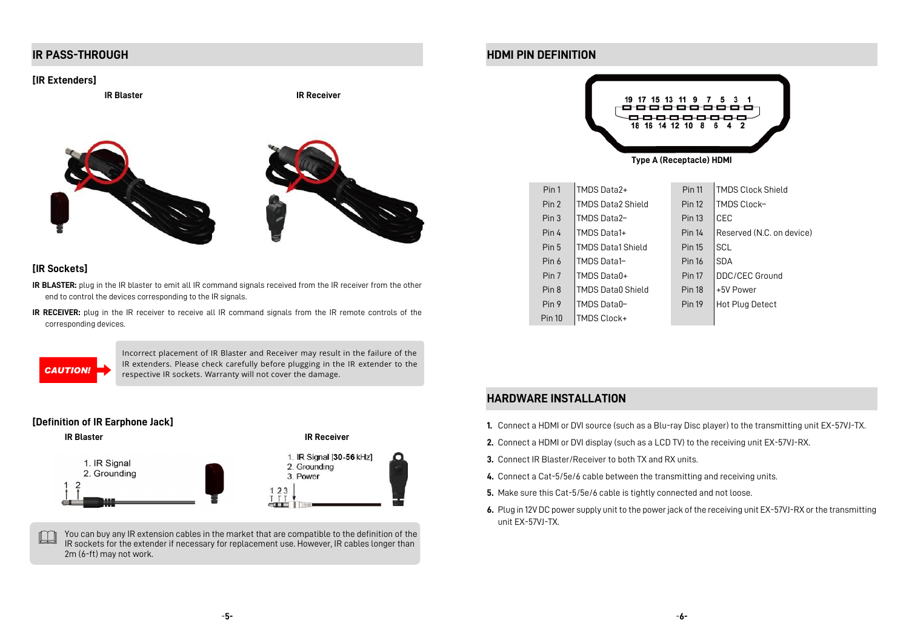## IR PASS-THROUGH

### [IR Extenders]

IR Blaster

IR Receiver

### [IR Sockets]

**IR BLASTER:** plug in the IR blaster to emit all IR command signals received from the IR receiver from the other end to control the devices corresponding to the IR signals.

**IR RECEIVER:** plug in the IR receiver to receive all IR command signals from the IR remote controls of the corresponding devices.

**CAUTION!** Incorrect placement of IR Blaster and Receiver may result in the failure of the IR extenders. Please check carefully before plugging in the IR extender to the respective IR sockets. Warranty will not cover the damage.

### [Definition of IR Earphone Jack]

**IR Blaster**

1. IR Signal
2. Grounding

**IR Receiver**

1. IR Signal [30-56 kHz]
2. Grounding
3. Power

You can buy any IR extension cables in the market that are compatible to the definition of the IR sockets for the extender if necessary for replacement use. However, IR cables longer than 2m (6-ft) may not work.

## HDMI PIN DEFINITION

Type A (Receptacle) HDMI

| Pin | Definition | Pin | Definition |
|---|---|---|---|
| Pin 1 | TMDS Data2+ | Pin 11 | TMDS Clock Shield |
| Pin 2 | TMDS Data2 Shield | Pin 12 | TMDS Clock– |
| Pin 3 | TMDS Data2– | Pin 13 | CEC |
| Pin 4 | TMDS Data1+ | Pin 14 | Reserved (N.C. on device) |
| Pin 5 | TMDS Data1 Shield | Pin 15 | SCL |
| Pin 6 | TMDS Data1– | Pin 16 | SDA |
| Pin 7 | TMDS Data0+ | Pin 17 | DDC/CEC Ground |
| Pin 8 | TMDS Data0 Shield | Pin 18 | +5V Power |
| Pin 9 | TMDS Data0– | Pin 19 | Hot Plug Detect |
| Pin 10 | TMDS Clock+ | | |

## HARDWARE INSTALLATION

1. Connect a HDMI or DVI source (such as a Blu-ray Disc player) to the transmitting unit EX-57VJ-TX.
2. Connect a HDMI or DVI display (such as a LCD TV) to the receiving unit EX-57VJ-RX.
3. Connect IR Blaster/Receiver to both TX and RX units.
4. Connect a Cat-5/5e/6 cable between the transmitting and receiving units.
5. Make sure this Cat-5/5e/6 cable is tightly connected and not loose.
6. Plug in 12V DC power supply unit to the power jack of the receiving unit EX-57VJ-RX or the transmitting unit EX-57VJ-TX.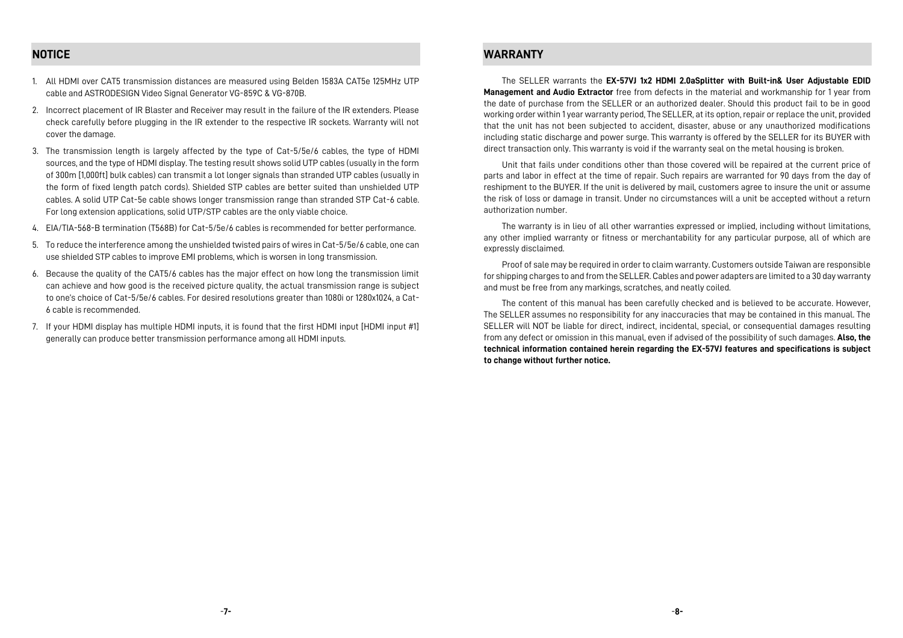## NOTICE

1. All HDMI over CAT5 transmission distances are measured using Belden 1583A CAT5e 125MHz UTP cable and ASTRODESIGN Video Signal Generator VG-859C & VG-870B.
2. Incorrect placement of IR Blaster and Receiver may result in the failure of the IR extenders. Please check carefully before plugging in the IR extender to the respective IR sockets. Warranty will not cover the damage.
3. The transmission length is largely affected by the type of Cat-5/5e/6 cables, the type of HDMI sources, and the type of HDMI display. The testing result shows solid UTP cables (usually in the form of 300m [1,000ft] bulk cables) can transmit a lot longer signals than stranded UTP cables (usually in the form of fixed length patch cords). Shielded STP cables are better suited than unshielded UTP cables. A solid UTP Cat-5e cable shows longer transmission range than stranded STP Cat-6 cable. For long extension applications, solid UTP/STP cables are the only viable choice.
4. EIA/TIA-568-B termination (T568B) for Cat-5/5e/6 cables is recommended for better performance.
5. To reduce the interference among the unshielded twisted pairs of wires in Cat-5/5e/6 cable, one can use shielded STP cables to improve EMI problems, which is worsen in long transmission.
6. Because the quality of the CAT5/6 cables has the major effect on how long the transmission limit can achieve and how good is the received picture quality, the actual transmission range is subject to one's choice of Cat-5/5e/6 cables. For desired resolutions greater than 1080i or 1280x1024, a Cat-6 cable is recommended.
7. If your HDMI display has multiple HDMI inputs, it is found that the first HDMI input [HDMI input #1] generally can produce better transmission performance among all HDMI inputs.

## WARRANTY

The SELLER warrants the **EX-57VJ 1x2 HDMI 2.0aSplitter with Built-in& User Adjustable EDID Management and Audio Extractor** free from defects in the material and workmanship for 1 year from the date of purchase from the SELLER or an authorized dealer. Should this product fail to be in good working order within 1 year warranty period, The SELLER, at its option, repair or replace the unit, provided that the unit has not been subjected to accident, disaster, abuse or any unauthorized modifications including static discharge and power surge. This warranty is offered by the SELLER for its BUYER with direct transaction only. This warranty is void if the warranty seal on the metal housing is broken.

Unit that fails under conditions other than those covered will be repaired at the current price of parts and labor in effect at the time of repair. Such repairs are warranted for 90 days from the day of reshipment to the BUYER. If the unit is delivered by mail, customers agree to insure the unit or assume the risk of loss or damage in transit. Under no circumstances will a unit be accepted without a return authorization number.

The warranty is in lieu of all other warranties expressed or implied, including without limitations, any other implied warranty or fitness or merchantability for any particular purpose, all of which are expressly disclaimed.

Proof of sale may be required in order to claim warranty. Customers outside Taiwan are responsible for shipping charges to and from the SELLER. Cables and power adapters are limited to a 30 day warranty and must be free from any markings, scratches, and neatly coiled.

The content of this manual has been carefully checked and is believed to be accurate. However, The SELLER assumes no responsibility for any inaccuracies that may be contained in this manual. The SELLER will NOT be liable for direct, indirect, incidental, special, or consequential damages resulting from any defect or omission in this manual, even if advised of the possibility of such damages. **Also, the technical information contained herein regarding the EX-57VJ features and specifications is subject to change without further notice.**